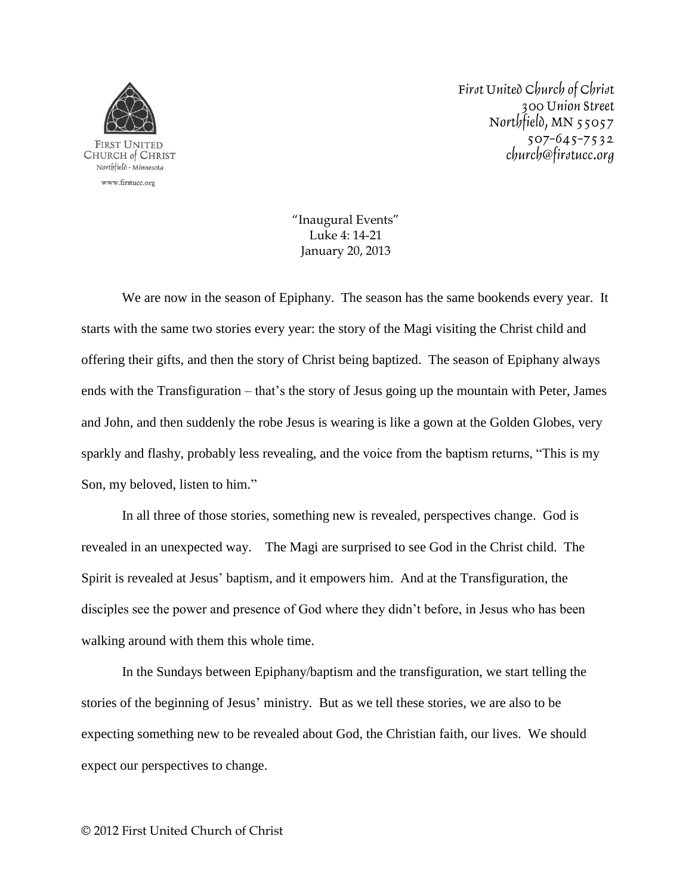FIRST UNITED CHURCH of CHRIST
Northfield · Minnesota
www.firstucc.org

First United Church of Christ
300 Union Street
Northfield, MN 55057
507-645-7532
church@firstucc.org

"Inaugural Events"
Luke 4: 14-21
January 20, 2013

We are now in the season of Epiphany. The season has the same bookends every year. It starts with the same two stories every year: the story of the Magi visiting the Christ child and offering their gifts, and then the story of Christ being baptized. The season of Epiphany always ends with the Transfiguration – that's the story of Jesus going up the mountain with Peter, James and John, and then suddenly the robe Jesus is wearing is like a gown at the Golden Globes, very sparkly and flashy, probably less revealing, and the voice from the baptism returns, "This is my Son, my beloved, listen to him."

In all three of those stories, something new is revealed, perspectives change. God is revealed in an unexpected way. The Magi are surprised to see God in the Christ child. The Spirit is revealed at Jesus' baptism, and it empowers him. And at the Transfiguration, the disciples see the power and presence of God where they didn't before, in Jesus who has been walking around with them this whole time.

In the Sundays between Epiphany/baptism and the transfiguration, we start telling the stories of the beginning of Jesus' ministry. But as we tell these stories, we are also to be expecting something new to be revealed about God, the Christian faith, our lives. We should expect our perspectives to change.

© 2012 First United Church of Christ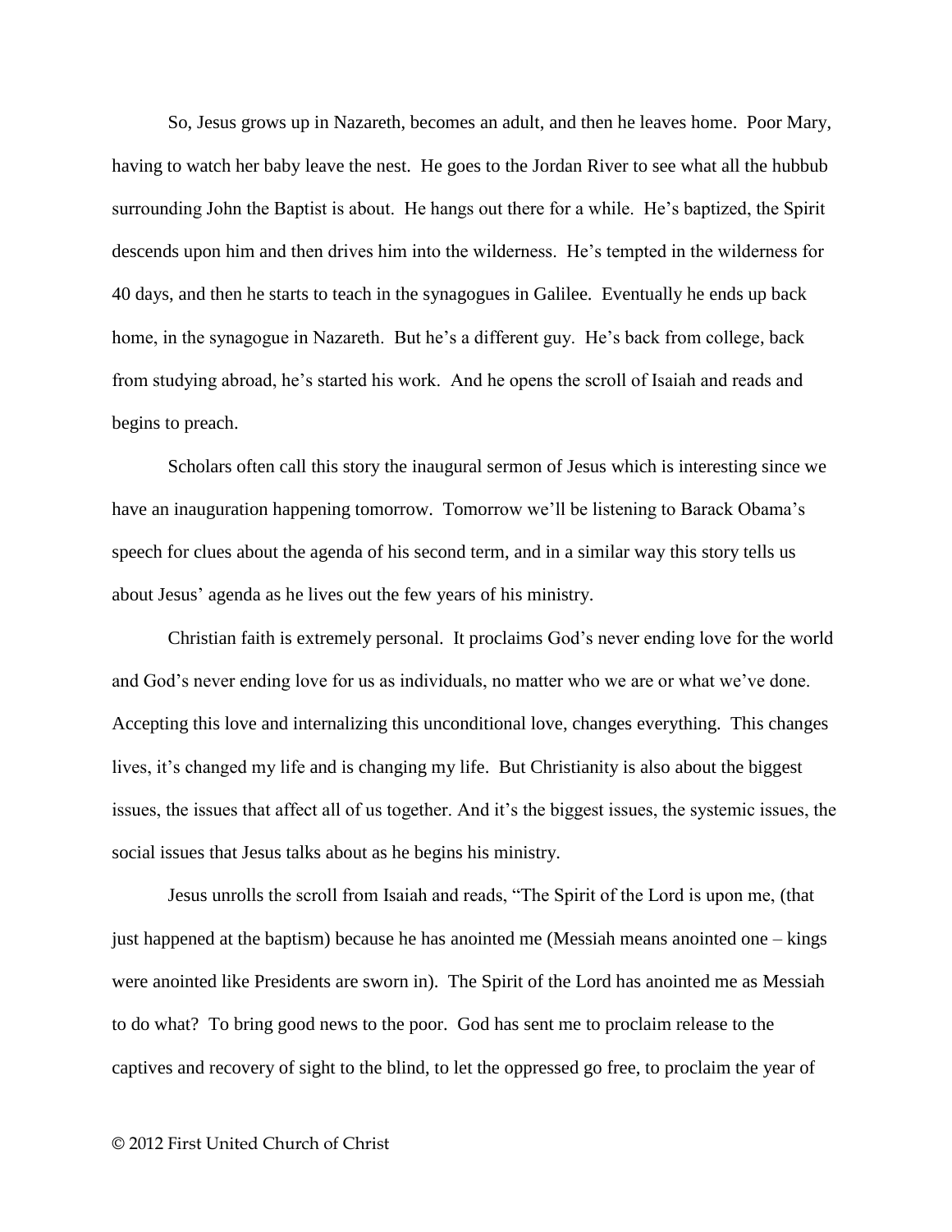So, Jesus grows up in Nazareth, becomes an adult, and then he leaves home. Poor Mary, having to watch her baby leave the nest. He goes to the Jordan River to see what all the hubbub surrounding John the Baptist is about. He hangs out there for a while. He's baptized, the Spirit descends upon him and then drives him into the wilderness. He's tempted in the wilderness for 40 days, and then he starts to teach in the synagogues in Galilee. Eventually he ends up back home, in the synagogue in Nazareth. But he's a different guy. He's back from college, back from studying abroad, he's started his work. And he opens the scroll of Isaiah and reads and begins to preach.

Scholars often call this story the inaugural sermon of Jesus which is interesting since we have an inauguration happening tomorrow. Tomorrow we'll be listening to Barack Obama's speech for clues about the agenda of his second term, and in a similar way this story tells us about Jesus' agenda as he lives out the few years of his ministry.

Christian faith is extremely personal. It proclaims God's never ending love for the world and God's never ending love for us as individuals, no matter who we are or what we've done. Accepting this love and internalizing this unconditional love, changes everything. This changes lives, it's changed my life and is changing my life. But Christianity is also about the biggest issues, the issues that affect all of us together. And it's the biggest issues, the systemic issues, the social issues that Jesus talks about as he begins his ministry.

Jesus unrolls the scroll from Isaiah and reads, "The Spirit of the Lord is upon me, (that just happened at the baptism) because he has anointed me (Messiah means anointed one – kings were anointed like Presidents are sworn in). The Spirit of the Lord has anointed me as Messiah to do what? To bring good news to the poor. God has sent me to proclaim release to the captives and recovery of sight to the blind, to let the oppressed go free, to proclaim the year of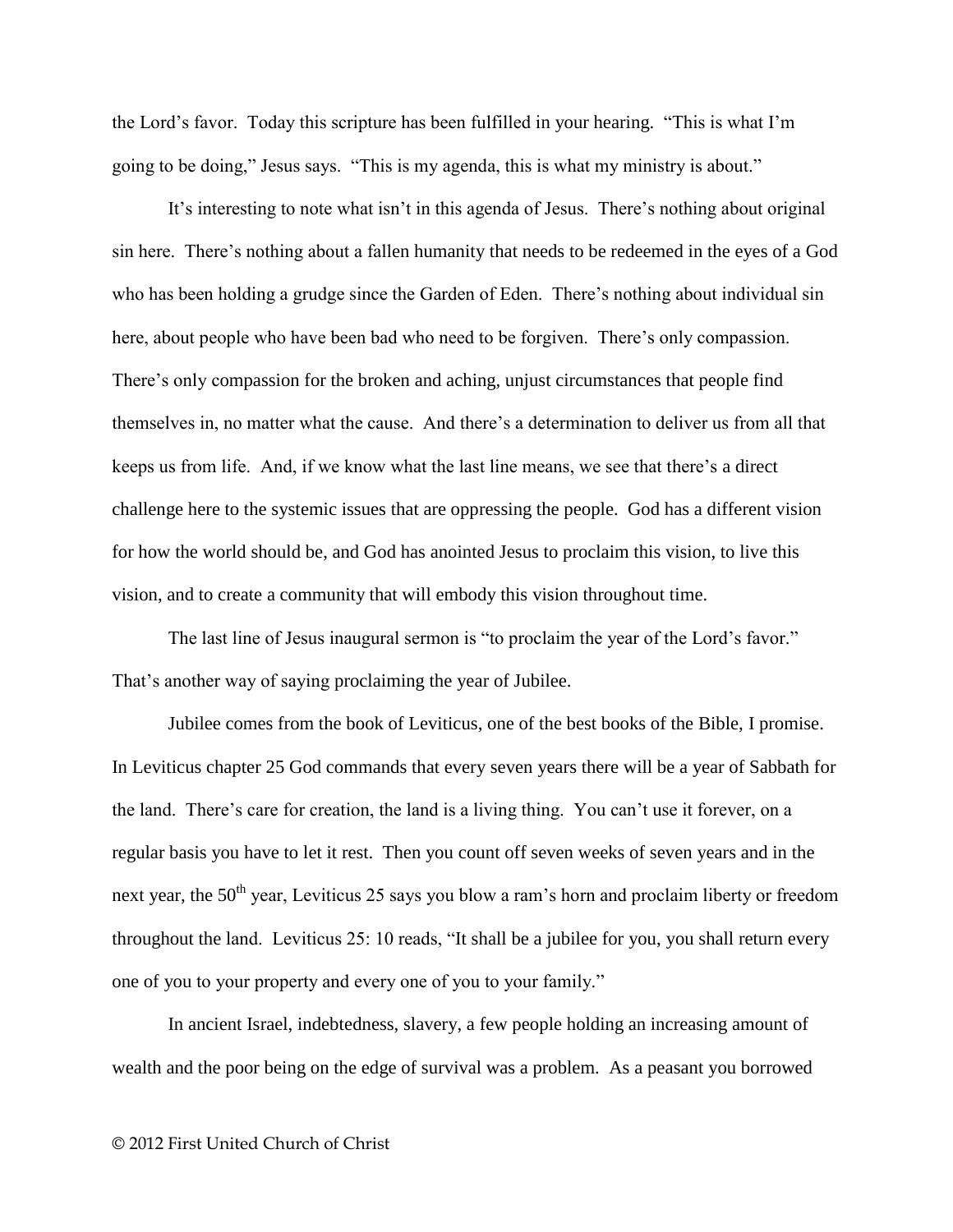the Lord's favor. Today this scripture has been fulfilled in your hearing. "This is what I'm going to be doing," Jesus says. "This is my agenda, this is what my ministry is about."

It's interesting to note what isn't in this agenda of Jesus. There's nothing about original sin here. There's nothing about a fallen humanity that needs to be redeemed in the eyes of a God who has been holding a grudge since the Garden of Eden. There's nothing about individual sin here, about people who have been bad who need to be forgiven. There's only compassion. There's only compassion for the broken and aching, unjust circumstances that people find themselves in, no matter what the cause. And there's a determination to deliver us from all that keeps us from life. And, if we know what the last line means, we see that there's a direct challenge here to the systemic issues that are oppressing the people. God has a different vision for how the world should be, and God has anointed Jesus to proclaim this vision, to live this vision, and to create a community that will embody this vision throughout time.

The last line of Jesus inaugural sermon is "to proclaim the year of the Lord's favor." That's another way of saying proclaiming the year of Jubilee.

Jubilee comes from the book of Leviticus, one of the best books of the Bible, I promise. In Leviticus chapter 25 God commands that every seven years there will be a year of Sabbath for the land. There's care for creation, the land is a living thing. You can't use it forever, on a regular basis you have to let it rest. Then you count off seven weeks of seven years and in the next year, the 50th year, Leviticus 25 says you blow a ram's horn and proclaim liberty or freedom throughout the land. Leviticus 25: 10 reads, "It shall be a jubilee for you, you shall return every one of you to your property and every one of you to your family."

In ancient Israel, indebtedness, slavery, a few people holding an increasing amount of wealth and the poor being on the edge of survival was a problem. As a peasant you borrowed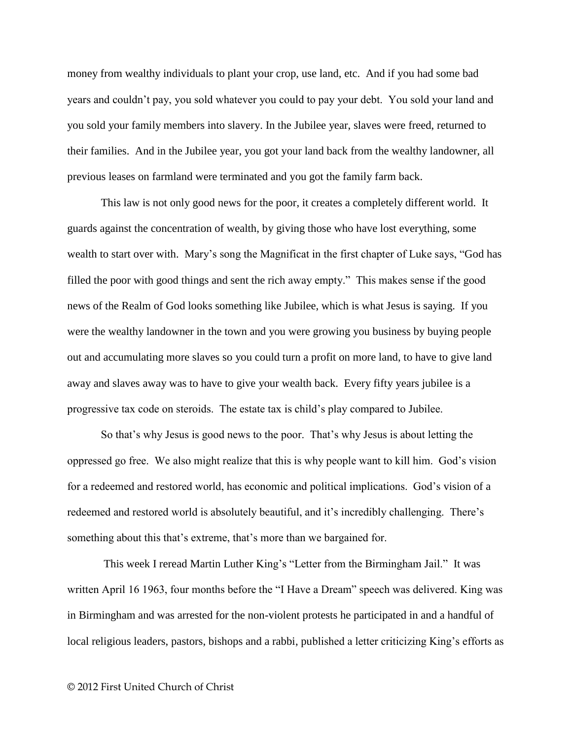money from wealthy individuals to plant your crop, use land, etc. And if you had some bad years and couldn't pay, you sold whatever you could to pay your debt. You sold your land and you sold your family members into slavery. In the Jubilee year, slaves were freed, returned to their families. And in the Jubilee year, you got your land back from the wealthy landowner, all previous leases on farmland were terminated and you got the family farm back.

This law is not only good news for the poor, it creates a completely different world. It guards against the concentration of wealth, by giving those who have lost everything, some wealth to start over with. Mary's song the Magnificat in the first chapter of Luke says, "God has filled the poor with good things and sent the rich away empty." This makes sense if the good news of the Realm of God looks something like Jubilee, which is what Jesus is saying. If you were the wealthy landowner in the town and you were growing you business by buying people out and accumulating more slaves so you could turn a profit on more land, to have to give land away and slaves away was to have to give your wealth back. Every fifty years jubilee is a progressive tax code on steroids. The estate tax is child's play compared to Jubilee.

So that's why Jesus is good news to the poor. That's why Jesus is about letting the oppressed go free. We also might realize that this is why people want to kill him. God's vision for a redeemed and restored world, has economic and political implications. God's vision of a redeemed and restored world is absolutely beautiful, and it's incredibly challenging. There's something about this that's extreme, that's more than we bargained for.

This week I reread Martin Luther King's "Letter from the Birmingham Jail." It was written April 16 1963, four months before the "I Have a Dream" speech was delivered. King was in Birmingham and was arrested for the non-violent protests he participated in and a handful of local religious leaders, pastors, bishops and a rabbi, published a letter criticizing King's efforts as

© 2012 First United Church of Christ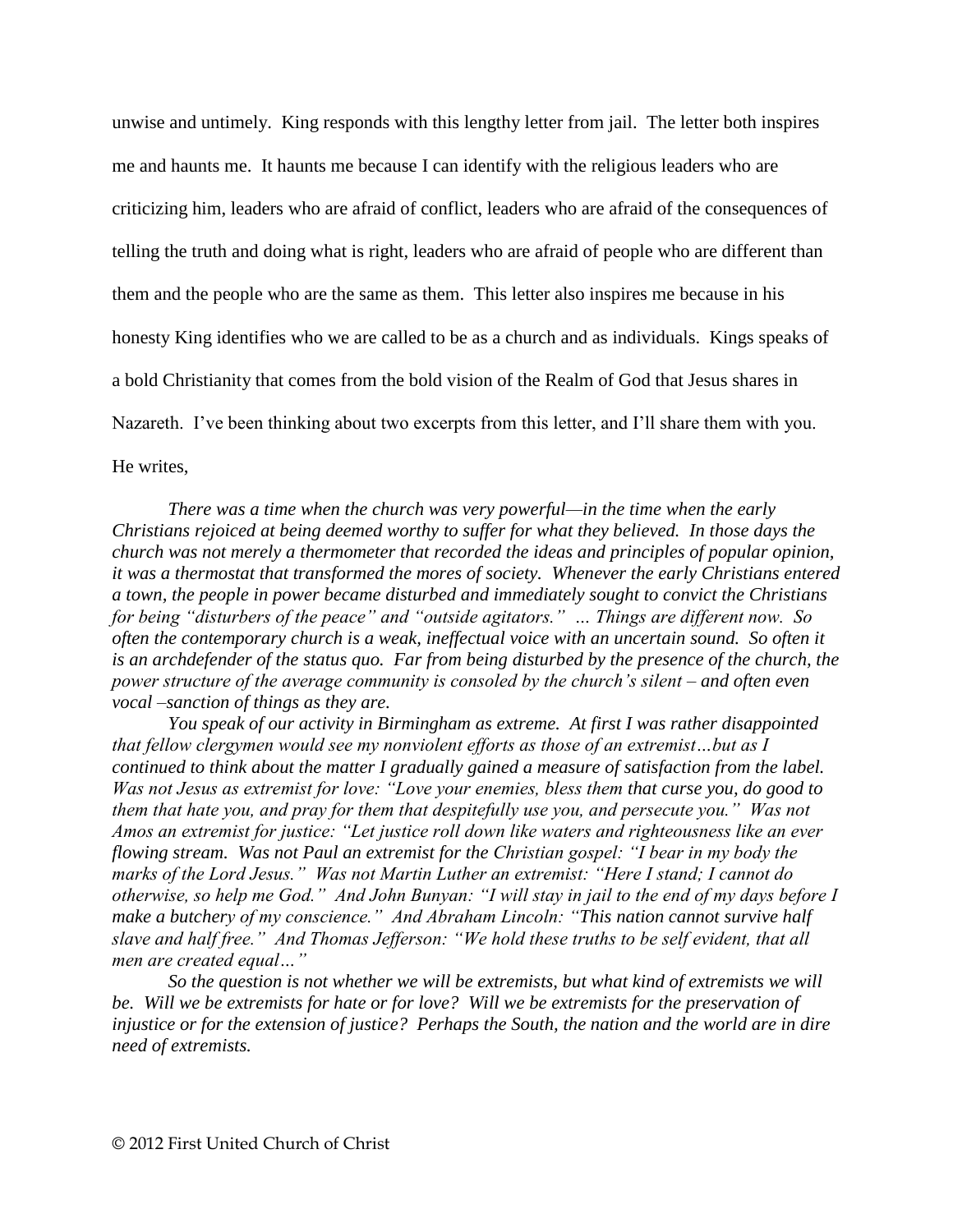unwise and untimely. King responds with this lengthy letter from jail. The letter both inspires me and haunts me. It haunts me because I can identify with the religious leaders who are criticizing him, leaders who are afraid of conflict, leaders who are afraid of the consequences of telling the truth and doing what is right, leaders who are afraid of people who are different than them and the people who are the same as them. This letter also inspires me because in his honesty King identifies who we are called to be as a church and as individuals. Kings speaks of a bold Christianity that comes from the bold vision of the Realm of God that Jesus shares in Nazareth. I've been thinking about two excerpts from this letter, and I'll share them with you. He writes,

> *There was a time when the church was very powerful—in the time when the early Christians rejoiced at being deemed worthy to suffer for what they believed. In those days the church was not merely a thermometer that recorded the ideas and principles of popular opinion, it was a thermostat that transformed the mores of society. Whenever the early Christians entered a town, the people in power became disturbed and immediately sought to convict the Christians for being "disturbers of the peace" and "outside agitators." … Things are different now. So often the contemporary church is a weak, ineffectual voice with an uncertain sound. So often it is an archdefender of the status quo. Far from being disturbed by the presence of the church, the power structure of the average community is consoled by the church's silent – and often even vocal –sanction of things as they are.*
>
> *You speak of our activity in Birmingham as extreme. At first I was rather disappointed that fellow clergymen would see my nonviolent efforts as those of an extremist…but as I continued to think about the matter I gradually gained a measure of satisfaction from the label. Was not Jesus as extremist for love: "Love your enemies, bless them that curse you, do good to them that hate you, and pray for them that despitefully use you, and persecute you." Was not Amos an extremist for justice: "Let justice roll down like waters and righteousness like an ever flowing stream. Was not Paul an extremist for the Christian gospel: "I bear in my body the marks of the Lord Jesus." Was not Martin Luther an extremist: "Here I stand; I cannot do otherwise, so help me God." And John Bunyan: "I will stay in jail to the end of my days before I make a butchery of my conscience." And Abraham Lincoln: "This nation cannot survive half slave and half free." And Thomas Jefferson: "We hold these truths to be self evident, that all men are created equal…"*
>
> *So the question is not whether we will be extremists, but what kind of extremists we will be. Will we be extremists for hate or for love? Will we be extremists for the preservation of injustice or for the extension of justice? Perhaps the South, the nation and the world are in dire need of extremists.*

© 2012 First United Church of Christ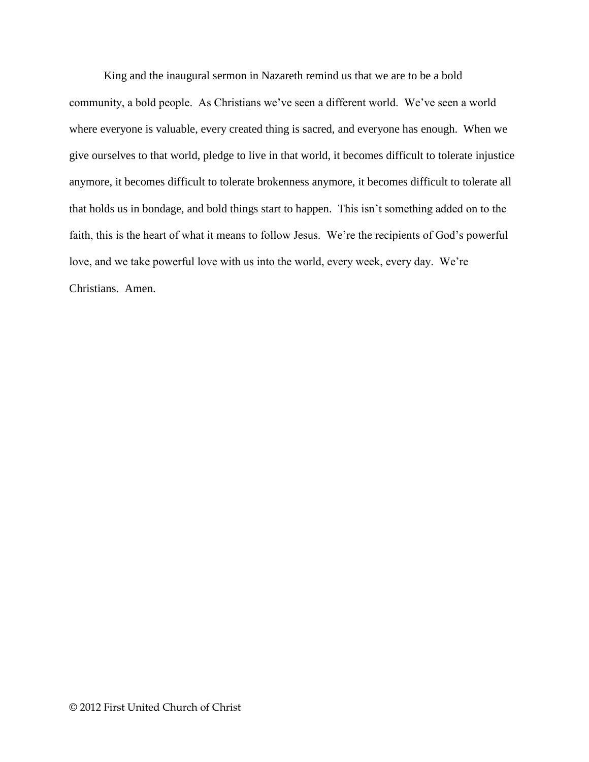King and the inaugural sermon in Nazareth remind us that we are to be a bold community, a bold people. As Christians we've seen a different world. We've seen a world where everyone is valuable, every created thing is sacred, and everyone has enough. When we give ourselves to that world, pledge to live in that world, it becomes difficult to tolerate injustice anymore, it becomes difficult to tolerate brokenness anymore, it becomes difficult to tolerate all that holds us in bondage, and bold things start to happen. This isn't something added on to the faith, this is the heart of what it means to follow Jesus. We're the recipients of God's powerful love, and we take powerful love with us into the world, every week, every day. We're Christians. Amen.

© 2012 First United Church of Christ